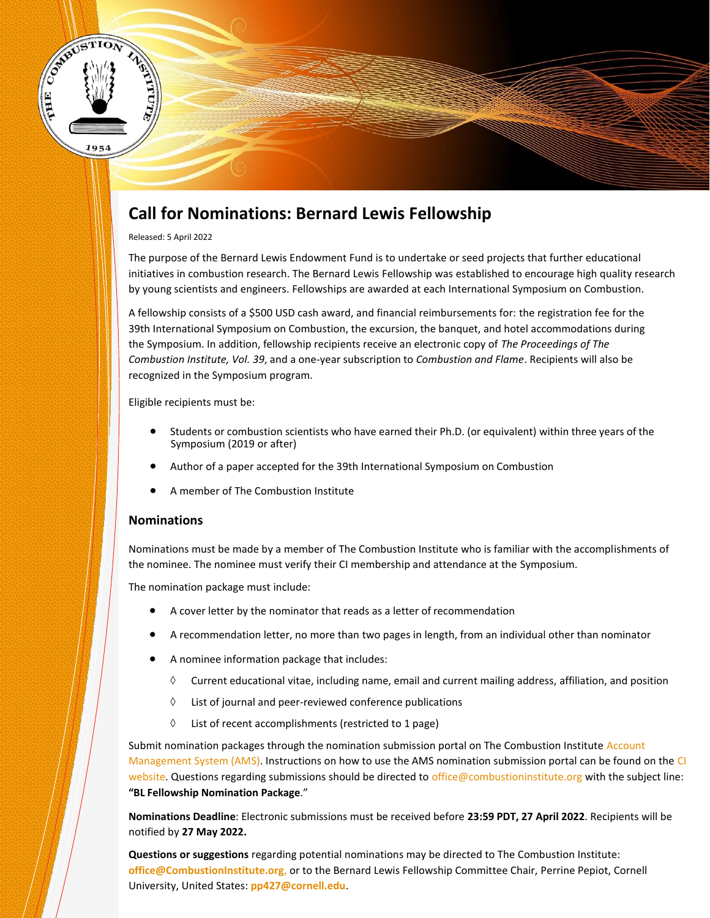# Call for Nominations: Bernard Lewis Fellowship

Released: 5 April 2022

The purpose of the Bernard Lewis Endowment Fund is to undertake or seed projects that further educational initiatives in combustion research. The Bernard Lewis Fellowship was established to encourage high quality research by young scientists and engineers. Fellowships are awarded at each International Symposium on Combustion.

A fellowship consists of a $500 USD cash award, and financial reimbursements for: the registration fee for the 39th International Symposium on Combustion, the excursion, the banquet, and hotel accommodations during the Symposium. In addition, fellowship recipients receive an electronic copy of *The Proceedings of The Combustion Institute, Vol. 39*, and a one-year subscription to *Combustion and Flame*. Recipients will also be recognized in the Symposium program.

Eligible recipients must be:

- Students or combustion scientists who have earned their Ph.D. (or equivalent) within three years of the Symposium (2019 or after)
- Author of a paper accepted for the 39th International Symposium on Combustion
- A member of The Combustion Institute

## Nominations

Nominations must be made by a member of The Combustion Institute who is familiar with the accomplishments of the nominee. The nominee must verify their CI membership and attendance at the Symposium.

The nomination package must include:

- A cover letter by the nominator that reads as a letter of recommendation
- A recommendation letter, no more than two pages in length, from an individual other than nominator
- A nominee information package that includes:
  - ◊ Current educational vitae, including name, email and current mailing address, affiliation, and position
  - ◊ List of journal and peer-reviewed conference publications
  - ◊ List of recent accomplishments (restricted to 1 page)

Submit nomination packages through the nomination submission portal on The Combustion Institute Account Management System (AMS). Instructions on how to use the AMS nomination submission portal can be found on the CI website. Questions regarding submissions should be directed to office@combustioninstitute.org with the subject line: **"BL Fellowship Nomination Package**."

**Nominations Deadline**: Electronic submissions must be received before **23:59 PDT, 27 April 2022**. Recipients will be notified by **27 May 2022.**

**Questions or suggestions** regarding potential nominations may be directed to The Combustion Institute: **office@CombustionInstitute.org**, or to the Bernard Lewis Fellowship Committee Chair, Perrine Pepiot, Cornell University, United States: **pp427@cornell.edu**.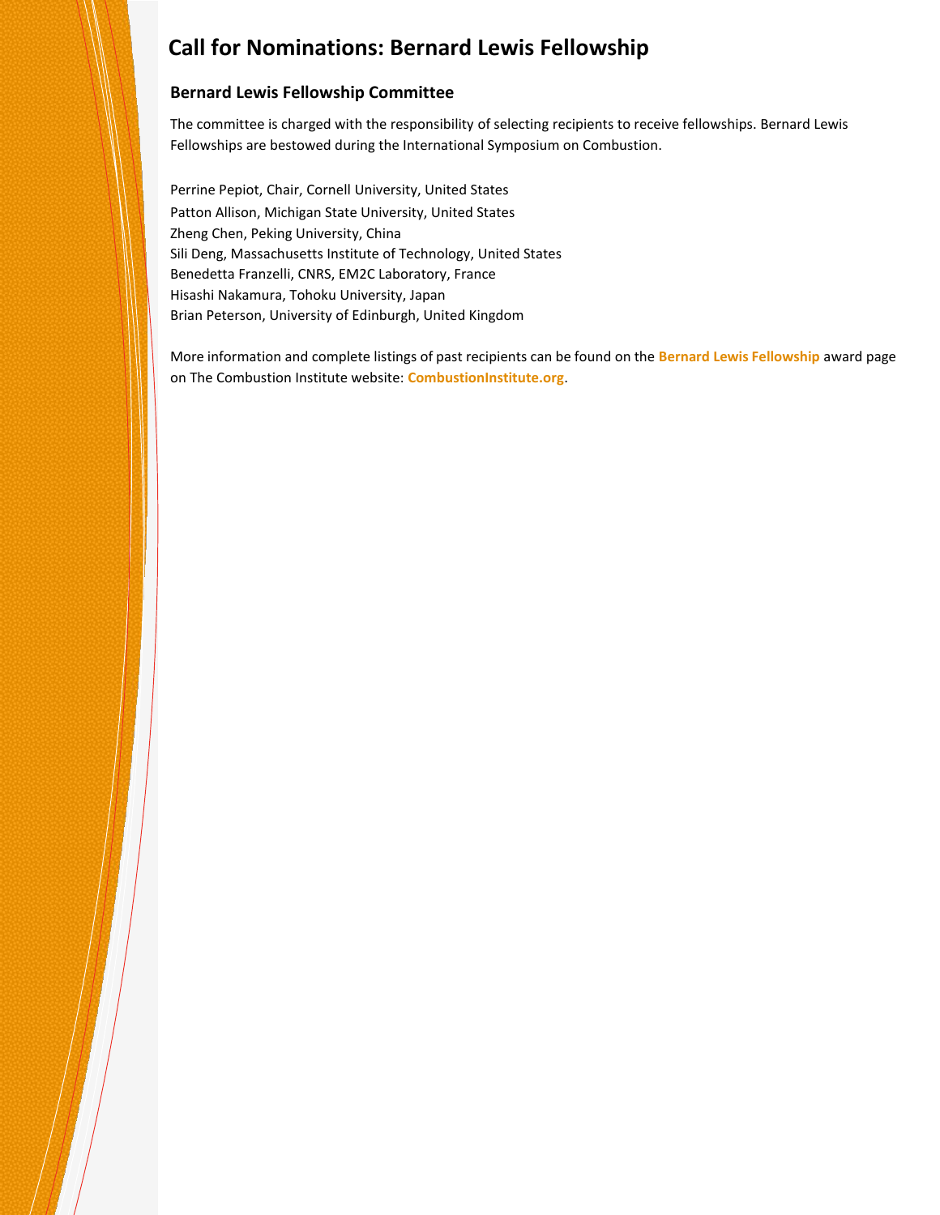# Call for Nominations: Bernard Lewis Fellowship

## Bernard Lewis Fellowship Committee

The committee is charged with the responsibility of selecting recipients to receive fellowships. Bernard Lewis Fellowships are bestowed during the International Symposium on Combustion.

Perrine Pepiot, Chair, Cornell University, United States
Patton Allison, Michigan State University, United States
Zheng Chen, Peking University, China
Sili Deng, Massachusetts Institute of Technology, United States
Benedetta Franzelli, CNRS, EM2C Laboratory, France
Hisashi Nakamura, Tohoku University, Japan
Brian Peterson, University of Edinburgh, United Kingdom

More information and complete listings of past recipients can be found on the **Bernard Lewis Fellowship** award page on The Combustion Institute website: **CombustionInstitute.org**.